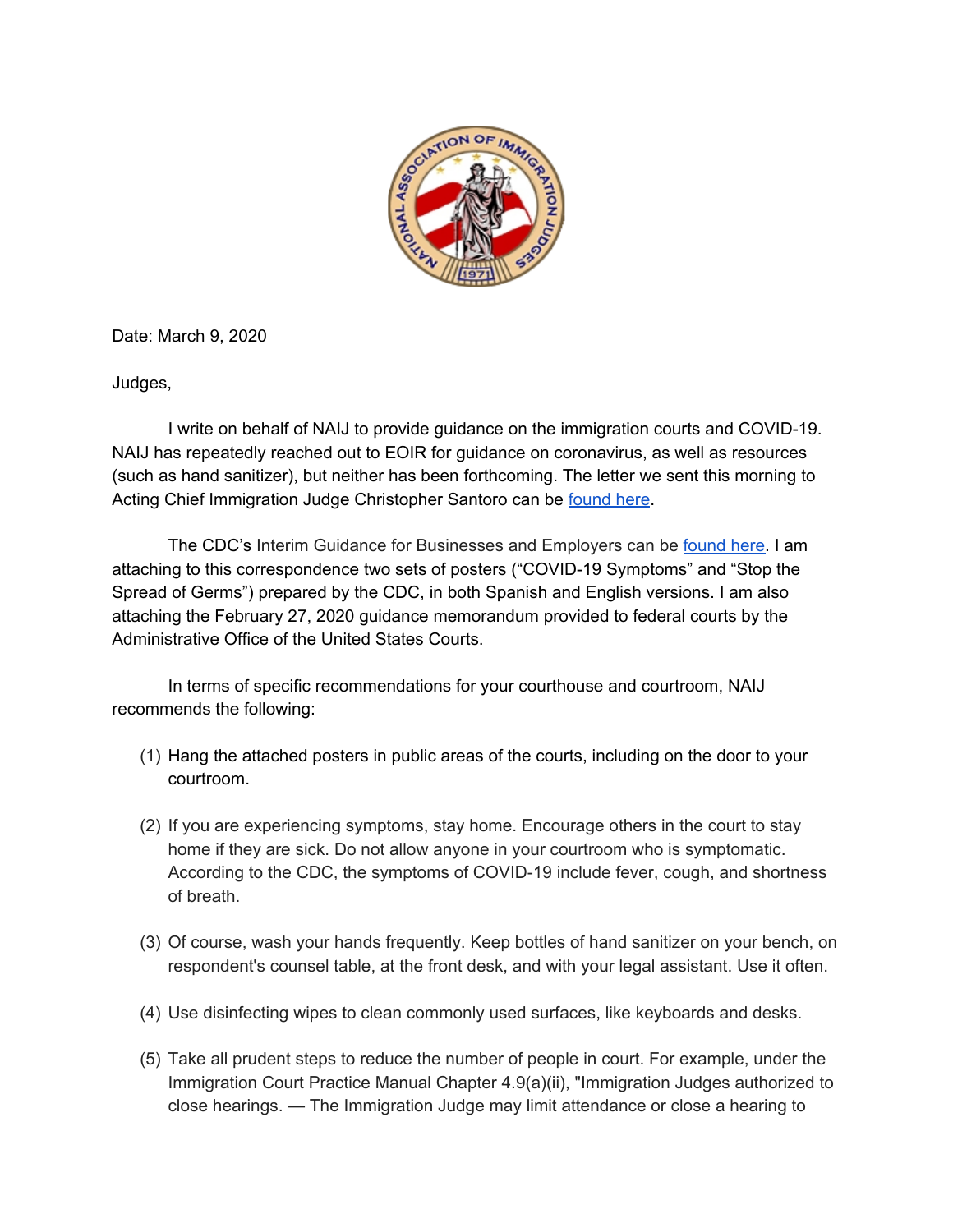Date: March 9, 2020

Judges,

I write on behalf of NAIJ to provide guidance on the immigration courts and COVID-19. NAIJ has repeatedly reached out to EOIR for guidance on coronavirus, as well as resources (such as hand sanitizer), but neither has been forthcoming. The letter we sent this morning to Acting Chief Immigration Judge Christopher Santoro can be found here.

The CDC's Interim Guidance for Businesses and Employers can be found here. I am attaching to this correspondence two sets of posters ("COVID-19 Symptoms" and "Stop the Spread of Germs") prepared by the CDC, in both Spanish and English versions. I am also attaching the February 27, 2020 guidance memorandum provided to federal courts by the Administrative Office of the United States Courts.

In terms of specific recommendations for your courthouse and courtroom, NAIJ recommends the following:

(1) Hang the attached posters in public areas of the courts, including on the door to your courtroom.

(2) If you are experiencing symptoms, stay home. Encourage others in the court to stay home if they are sick. Do not allow anyone in your courtroom who is symptomatic. According to the CDC, the symptoms of COVID-19 include fever, cough, and shortness of breath.

(3) Of course, wash your hands frequently. Keep bottles of hand sanitizer on your bench, on respondent's counsel table, at the front desk, and with your legal assistant. Use it often.

(4) Use disinfecting wipes to clean commonly used surfaces, like keyboards and desks.

(5) Take all prudent steps to reduce the number of people in court. For example, under the Immigration Court Practice Manual Chapter 4.9(a)(ii), "Immigration Judges authorized to close hearings. — The Immigration Judge may limit attendance or close a hearing to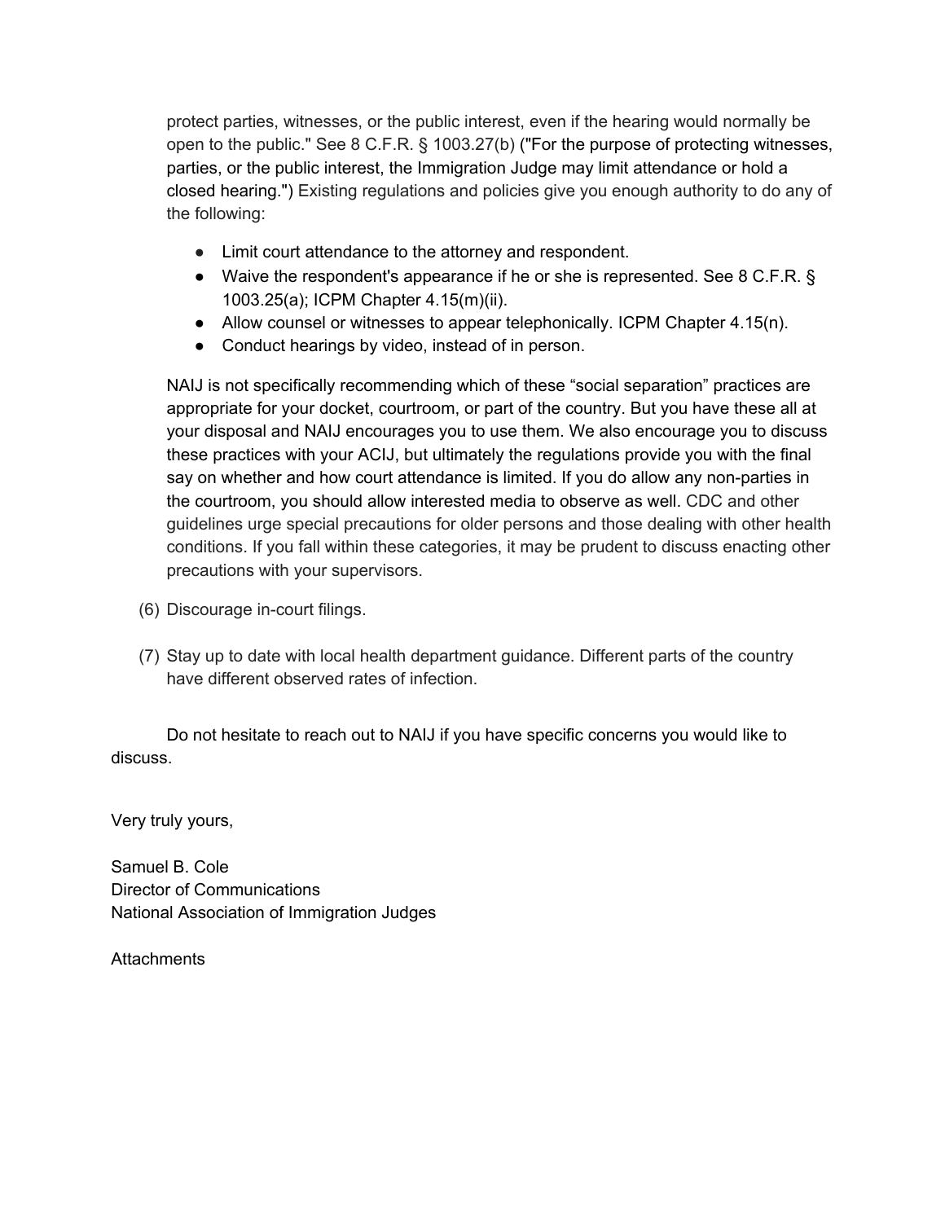protect parties, witnesses, or the public interest, even if the hearing would normally be open to the public." See 8 C.F.R. § 1003.27(b) ("For the purpose of protecting witnesses, parties, or the public interest, the Immigration Judge may limit attendance or hold a closed hearing.") Existing regulations and policies give you enough authority to do any of the following:

- Limit court attendance to the attorney and respondent.
- Waive the respondent's appearance if he or she is represented. See 8 C.F.R. § 1003.25(a); ICPM Chapter 4.15(m)(ii).
- Allow counsel or witnesses to appear telephonically. ICPM Chapter 4.15(n).
- Conduct hearings by video, instead of in person.

NAIJ is not specifically recommending which of these "social separation" practices are appropriate for your docket, courtroom, or part of the country. But you have these all at your disposal and NAIJ encourages you to use them. We also encourage you to discuss these practices with your ACIJ, but ultimately the regulations provide you with the final say on whether and how court attendance is limited. If you do allow any non-parties in the courtroom, you should allow interested media to observe as well. CDC and other guidelines urge special precautions for older persons and those dealing with other health conditions. If you fall within these categories, it may be prudent to discuss enacting other precautions with your supervisors.

(6) Discourage in-court filings.

(7) Stay up to date with local health department guidance. Different parts of the country have different observed rates of infection.

Do not hesitate to reach out to NAIJ if you have specific concerns you would like to discuss.

Very truly yours,

Samuel B. Cole
Director of Communications
National Association of Immigration Judges

Attachments